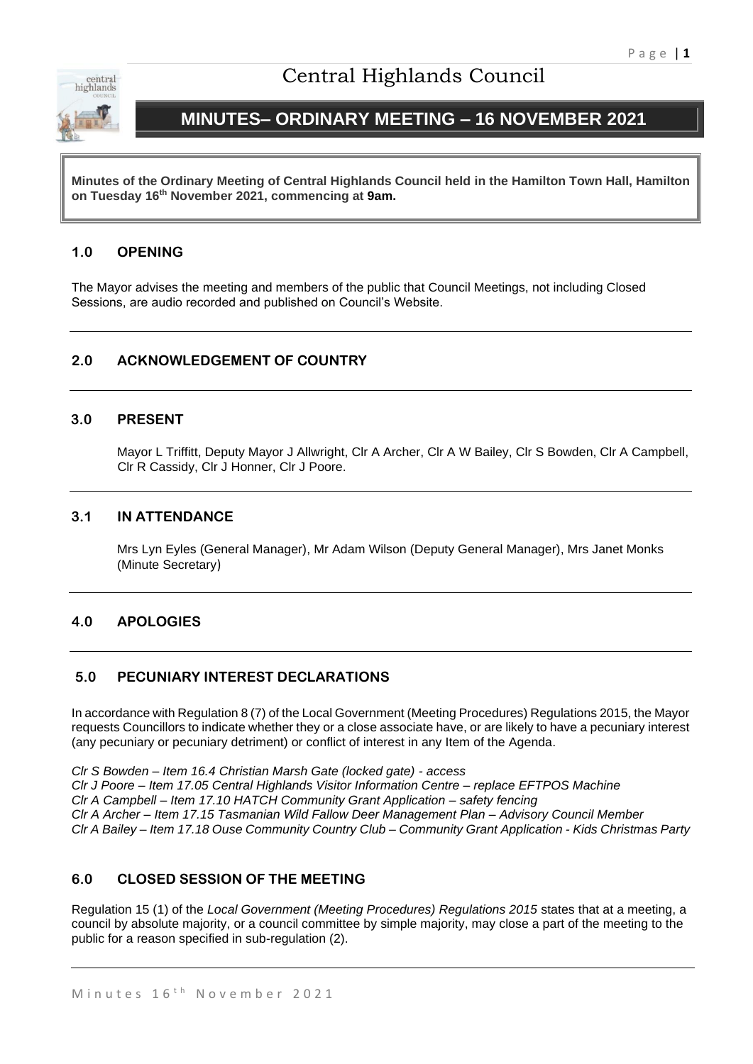# Central Highlands Council

## MINUTES– ORDINARY MEETING – 16 NOVEMBER 2021

**Minutes of the Ordinary Meeting of Central Highlands Council held in the Hamilton Town Hall, Hamilton on Tuesday 16th November 2021, commencing at 9am.**

### 1.0 OPENING

The Mayor advises the meeting and members of the public that Council Meetings, not including Closed Sessions, are audio recorded and published on Council's Website.

### 2.0 ACKNOWLEDGEMENT OF COUNTRY

### 3.0 PRESENT

Mayor L Triffitt, Deputy Mayor J Allwright, Clr A Archer, Clr A W Bailey, Clr S Bowden, Clr A Campbell, Clr R Cassidy, Clr J Honner, Clr J Poore.

### 3.1 IN ATTENDANCE

Mrs Lyn Eyles (General Manager), Mr Adam Wilson (Deputy General Manager), Mrs Janet Monks (Minute Secretary)

### 4.0 APOLOGIES

### 5.0 PECUNIARY INTEREST DECLARATIONS

In accordance with Regulation 8 (7) of the Local Government (Meeting Procedures) Regulations 2015, the Mayor requests Councillors to indicate whether they or a close associate have, or are likely to have a pecuniary interest (any pecuniary or pecuniary detriment) or conflict of interest in any Item of the Agenda.

*Clr S Bowden – Item 16.4 Christian Marsh Gate (locked gate) - access*
*Clr J Poore – Item 17.05 Central Highlands Visitor Information Centre – replace EFTPOS Machine*
*Clr A Campbell – Item 17.10 HATCH Community Grant Application – safety fencing*
*Clr A Archer – Item 17.15 Tasmanian Wild Fallow Deer Management Plan – Advisory Council Member*
*Clr A Bailey – Item 17.18 Ouse Community Country Club – Community Grant Application - Kids Christmas Party*

### 6.0 CLOSED SESSION OF THE MEETING

Regulation 15 (1) of the *Local Government (Meeting Procedures) Regulations 2015* states that at a meeting, a council by absolute majority, or a council committee by simple majority, may close a part of the meeting to the public for a reason specified in sub-regulation (2).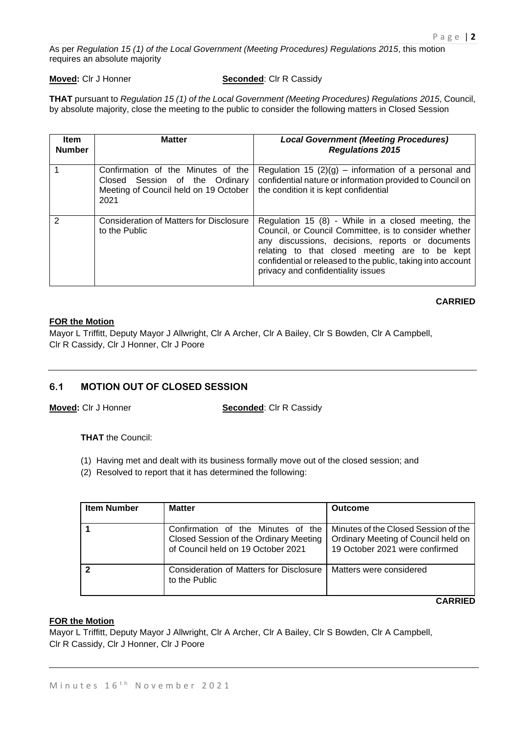As per *Regulation 15 (1) of the Local Government (Meeting Procedures) Regulations 2015*, this motion requires an absolute majority

**Moved:** Clr J Honner **Seconded**: Clr R Cassidy

**THAT** pursuant to *Regulation 15 (1) of the Local Government (Meeting Procedures) Regulations 2015*, Council, by absolute majority, close the meeting to the public to consider the following matters in Closed Session

| Item Number | Matter | *Local Government (Meeting Procedures) Regulations 2015* |
|---|---|---|
| 1 | Confirmation of the Minutes of the Closed Session of the Ordinary Meeting of Council held on 19 October 2021 | Regulation 15 (2)(g) – information of a personal and confidential nature or information provided to Council on the condition it is kept confidential |
| 2 | Consideration of Matters for Disclosure to the Public | Regulation 15 (8) - While in a closed meeting, the Council, or Council Committee, is to consider whether any discussions, decisions, reports or documents relating to that closed meeting are to be kept confidential or released to the public, taking into account privacy and confidentiality issues |

**CARRIED**

**FOR the Motion**

Mayor L Triffitt, Deputy Mayor J Allwright, Clr A Archer, Clr A Bailey, Clr S Bowden, Clr A Campbell, Clr R Cassidy, Clr J Honner, Clr J Poore

## 6.1 MOTION OUT OF CLOSED SESSION

**Moved:** Clr J Honner **Seconded**: Clr R Cassidy

**THAT** the Council:

(1) Having met and dealt with its business formally move out of the closed session; and
(2) Resolved to report that it has determined the following:

| Item Number | Matter | Outcome |
|---|---|---|
| **1** | Confirmation of the Minutes of the Closed Session of the Ordinary Meeting of Council held on 19 October 2021 | Minutes of the Closed Session of the Ordinary Meeting of Council held on 19 October 2021 were confirmed |
| **2** | Consideration of Matters for Disclosure to the Public | Matters were considered |

**CARRIED**

**FOR the Motion**

Mayor L Triffitt, Deputy Mayor J Allwright, Clr A Archer, Clr A Bailey, Clr S Bowden, Clr A Campbell, Clr R Cassidy, Clr J Honner, Clr J Poore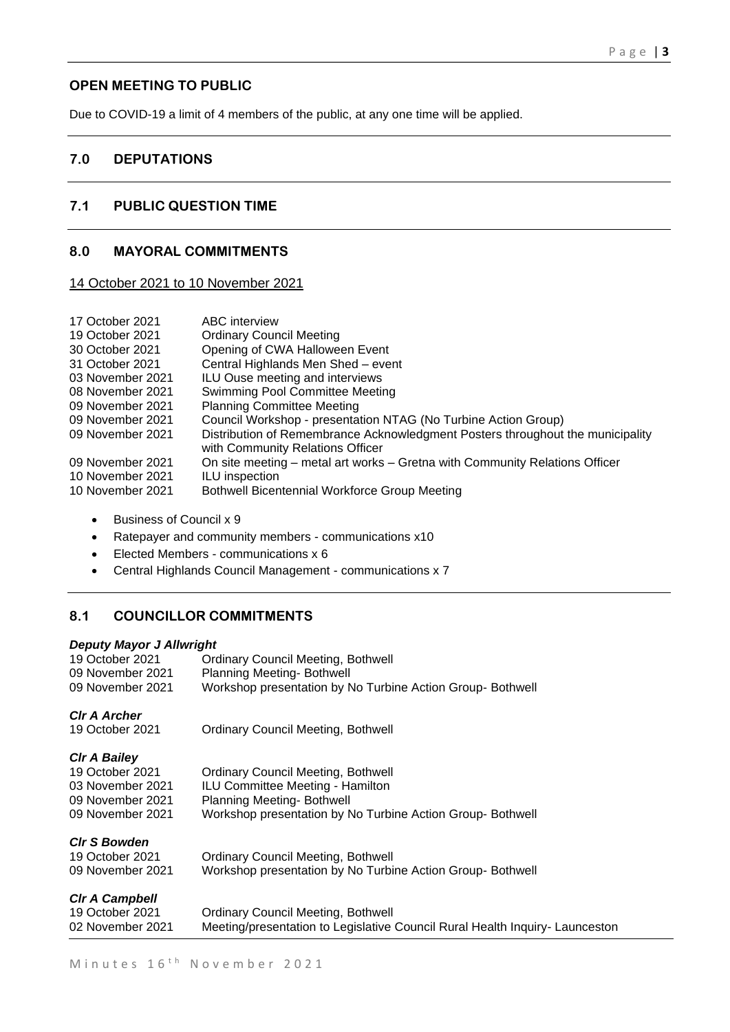## OPEN MEETING TO PUBLIC

Due to COVID-19 a limit of 4 members of the public, at any one time will be applied.

## 7.0 DEPUTATIONS

## 7.1 PUBLIC QUESTION TIME

## 8.0 MAYORAL COMMITMENTS

14 October 2021 to 10 November 2021

| | |
|---|---|
| 17 October 2021 | ABC interview |
| 19 October 2021 | Ordinary Council Meeting |
| 30 October 2021 | Opening of CWA Halloween Event |
| 31 October 2021 | Central Highlands Men Shed – event |
| 03 November 2021 | ILU Ouse meeting and interviews |
| 08 November 2021 | Swimming Pool Committee Meeting |
| 09 November 2021 | Planning Committee Meeting |
| 09 November 2021 | Council Workshop - presentation NTAG (No Turbine Action Group) |
| 09 November 2021 | Distribution of Remembrance Acknowledgment Posters throughout the municipality with Community Relations Officer |
| 09 November 2021 | On site meeting – metal art works – Gretna with Community Relations Officer |
| 10 November 2021 | ILU inspection |
| 10 November 2021 | Bothwell Bicentennial Workforce Group Meeting |

- Business of Council x 9
- Ratepayer and community members - communications x10
- Elected Members - communications x 6
- Central Highlands Council Management - communications x 7

## 8.1 COUNCILLOR COMMITMENTS

***Deputy Mayor J Allwright***

| | |
|---|---|
| 19 October 2021 | Ordinary Council Meeting, Bothwell |
| 09 November 2021 | Planning Meeting- Bothwell |
| 09 November 2021 | Workshop presentation by No Turbine Action Group- Bothwell |

***Clr A Archer***

| | |
|---|---|
| 19 October 2021 | Ordinary Council Meeting, Bothwell |

***Clr A Bailey***

| | |
|---|---|
| 19 October 2021 | Ordinary Council Meeting, Bothwell |
| 03 November 2021 | ILU Committee Meeting - Hamilton |
| 09 November 2021 | Planning Meeting- Bothwell |
| 09 November 2021 | Workshop presentation by No Turbine Action Group- Bothwell |

***Clr S Bowden***

| | |
|---|---|
| 19 October 2021 | Ordinary Council Meeting, Bothwell |
| 09 November 2021 | Workshop presentation by No Turbine Action Group- Bothwell |

***Clr A Campbell***

| | |
|---|---|
| 19 October 2021 | Ordinary Council Meeting, Bothwell |
| 02 November 2021 | Meeting/presentation to Legislative Council Rural Health Inquiry- Launceston |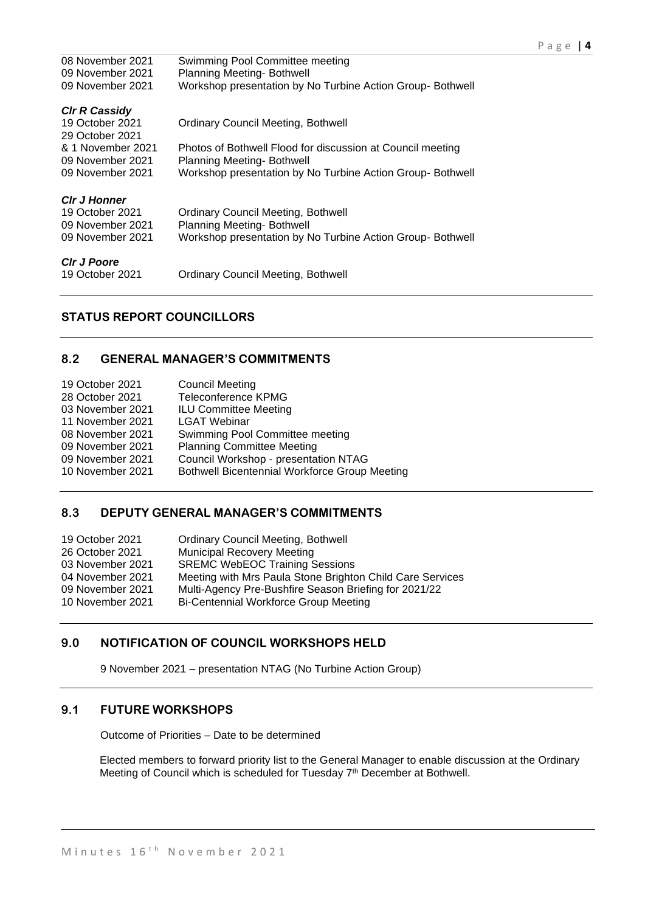| | |
|---|---|
| 08 November 2021 | Swimming Pool Committee meeting |
| 09 November 2021 | Planning Meeting- Bothwell |
| 09 November 2021 | Workshop presentation by No Turbine Action Group- Bothwell |

***Clr R Cassidy***

| | |
|---|---|
| 19 October 2021 | Ordinary Council Meeting, Bothwell |
| 29 October 2021 & 1 November 2021 | Photos of Bothwell Flood for discussion at Council meeting |
| 09 November 2021 | Planning Meeting- Bothwell |
| 09 November 2021 | Workshop presentation by No Turbine Action Group- Bothwell |

***Clr J Honner***

| | |
|---|---|
| 19 October 2021 | Ordinary Council Meeting, Bothwell |
| 09 November 2021 | Planning Meeting- Bothwell |
| 09 November 2021 | Workshop presentation by No Turbine Action Group- Bothwell |

***Clr J Poore***

| | |
|---|---|
| 19 October 2021 | Ordinary Council Meeting, Bothwell |

## STATUS REPORT COUNCILLORS

## 8.2 GENERAL MANAGER'S COMMITMENTS

| | |
|---|---|
| 19 October 2021 | Council Meeting |
| 28 October 2021 | Teleconference KPMG |
| 03 November 2021 | ILU Committee Meeting |
| 11 November 2021 | LGAT Webinar |
| 08 November 2021 | Swimming Pool Committee meeting |
| 09 November 2021 | Planning Committee Meeting |
| 09 November 2021 | Council Workshop - presentation NTAG |
| 10 November 2021 | Bothwell Bicentennial Workforce Group Meeting |

## 8.3 DEPUTY GENERAL MANAGER'S COMMITMENTS

| | |
|---|---|
| 19 October 2021 | Ordinary Council Meeting, Bothwell |
| 26 October 2021 | Municipal Recovery Meeting |
| 03 November 2021 | SREMC WebEOC Training Sessions |
| 04 November 2021 | Meeting with Mrs Paula Stone Brighton Child Care Services |
| 09 November 2021 | Multi-Agency Pre-Bushfire Season Briefing for 2021/22 |
| 10 November 2021 | Bi-Centennial Workforce Group Meeting |

## 9.0 NOTIFICATION OF COUNCIL WORKSHOPS HELD

9 November 2021 – presentation NTAG (No Turbine Action Group)

## 9.1 FUTURE WORKSHOPS

Outcome of Priorities – Date to be determined

Elected members to forward priority list to the General Manager to enable discussion at the Ordinary Meeting of Council which is scheduled for Tuesday 7th December at Bothwell.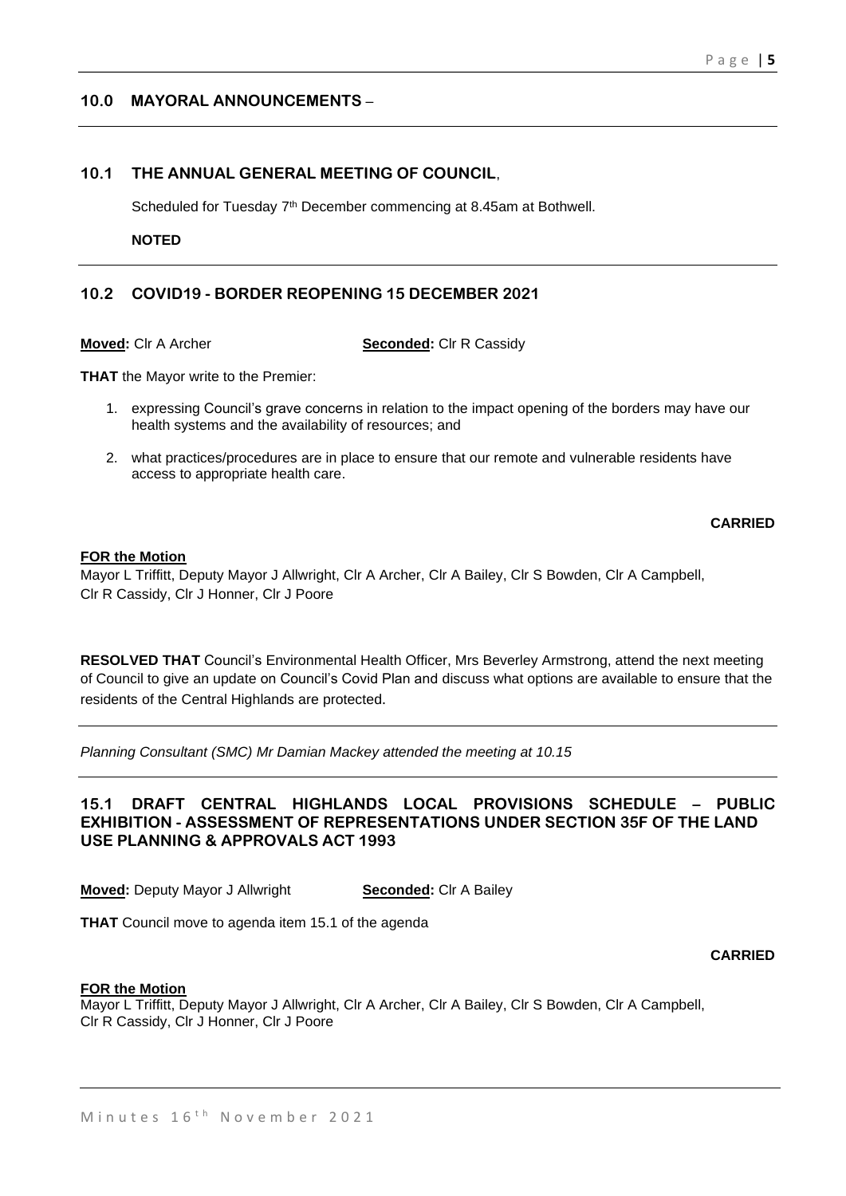## 10.0 MAYORAL ANNOUNCEMENTS –

## 10.1 THE ANNUAL GENERAL MEETING OF COUNCIL,

Scheduled for Tuesday 7th December commencing at 8.45am at Bothwell.

**NOTED**

## 10.2 COVID19 - BORDER REOPENING 15 DECEMBER 2021

**Moved:** Clr A Archer **Seconded:** Clr R Cassidy

**THAT** the Mayor write to the Premier:

1. expressing Council's grave concerns in relation to the impact opening of the borders may have our health systems and the availability of resources; and
2. what practices/procedures are in place to ensure that our remote and vulnerable residents have access to appropriate health care.

**CARRIED**

**FOR the Motion**
Mayor L Triffitt, Deputy Mayor J Allwright, Clr A Archer, Clr A Bailey, Clr S Bowden, Clr A Campbell, Clr R Cassidy, Clr J Honner, Clr J Poore

**RESOLVED THAT** Council's Environmental Health Officer, Mrs Beverley Armstrong, attend the next meeting of Council to give an update on Council's Covid Plan and discuss what options are available to ensure that the residents of the Central Highlands are protected.

*Planning Consultant (SMC) Mr Damian Mackey attended the meeting at 10.15*

## 15.1 DRAFT CENTRAL HIGHLANDS LOCAL PROVISIONS SCHEDULE – PUBLIC EXHIBITION - ASSESSMENT OF REPRESENTATIONS UNDER SECTION 35F OF THE LAND USE PLANNING & APPROVALS ACT 1993

**Moved:** Deputy Mayor J Allwright **Seconded:** Clr A Bailey

**THAT** Council move to agenda item 15.1 of the agenda

**CARRIED**

**FOR the Motion**
Mayor L Triffitt, Deputy Mayor J Allwright, Clr A Archer, Clr A Bailey, Clr S Bowden, Clr A Campbell, Clr R Cassidy, Clr J Honner, Clr J Poore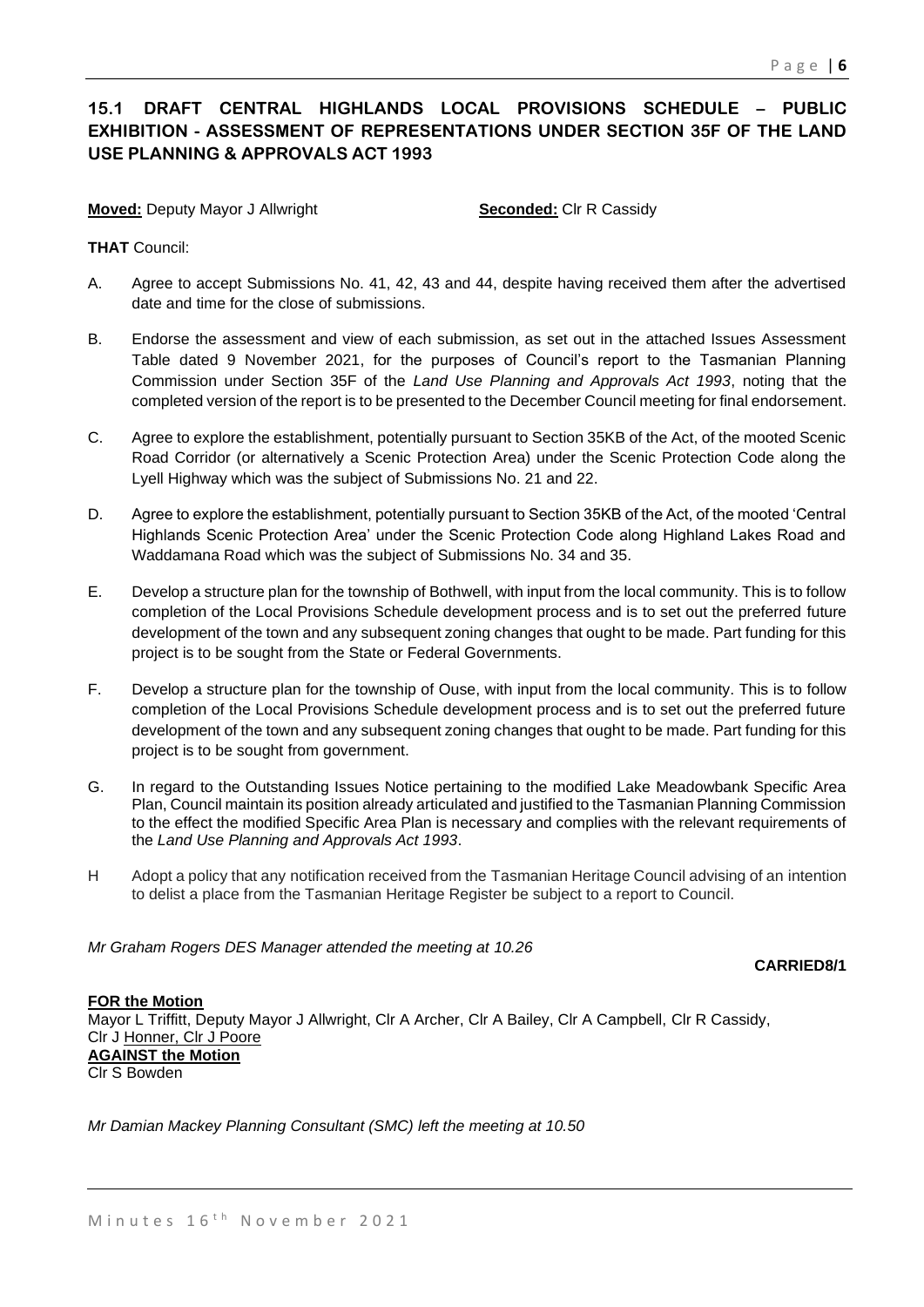## 15.1 DRAFT CENTRAL HIGHLANDS LOCAL PROVISIONS SCHEDULE – PUBLIC EXHIBITION - ASSESSMENT OF REPRESENTATIONS UNDER SECTION 35F OF THE LAND USE PLANNING & APPROVALS ACT 1993

**Moved:** Deputy Mayor J Allwright **Seconded:** Clr R Cassidy

**THAT** Council:

A. Agree to accept Submissions No. 41, 42, 43 and 44, despite having received them after the advertised date and time for the close of submissions.

B. Endorse the assessment and view of each submission, as set out in the attached Issues Assessment Table dated 9 November 2021, for the purposes of Council's report to the Tasmanian Planning Commission under Section 35F of the *Land Use Planning and Approvals Act 1993*, noting that the completed version of the report is to be presented to the December Council meeting for final endorsement.

C. Agree to explore the establishment, potentially pursuant to Section 35KB of the Act, of the mooted Scenic Road Corridor (or alternatively a Scenic Protection Area) under the Scenic Protection Code along the Lyell Highway which was the subject of Submissions No. 21 and 22.

D. Agree to explore the establishment, potentially pursuant to Section 35KB of the Act, of the mooted 'Central Highlands Scenic Protection Area' under the Scenic Protection Code along Highland Lakes Road and Waddamana Road which was the subject of Submissions No. 34 and 35.

E. Develop a structure plan for the township of Bothwell, with input from the local community. This is to follow completion of the Local Provisions Schedule development process and is to set out the preferred future development of the town and any subsequent zoning changes that ought to be made. Part funding for this project is to be sought from the State or Federal Governments.

F. Develop a structure plan for the township of Ouse, with input from the local community. This is to follow completion of the Local Provisions Schedule development process and is to set out the preferred future development of the town and any subsequent zoning changes that ought to be made. Part funding for this project is to be sought from government.

G. In regard to the Outstanding Issues Notice pertaining to the modified Lake Meadowbank Specific Area Plan, Council maintain its position already articulated and justified to the Tasmanian Planning Commission to the effect the modified Specific Area Plan is necessary and complies with the relevant requirements of the *Land Use Planning and Approvals Act 1993*.

H Adopt a policy that any notification received from the Tasmanian Heritage Council advising of an intention to delist a place from the Tasmanian Heritage Register be subject to a report to Council.

*Mr Graham Rogers DES Manager attended the meeting at 10.26*

**CARRIED8/1**

**FOR the Motion**
Mayor L Triffitt, Deputy Mayor J Allwright, Clr A Archer, Clr A Bailey, Clr A Campbell, Clr R Cassidy, Clr J Honner, Clr J Poore
**AGAINST the Motion**
Clr S Bowden

*Mr Damian Mackey Planning Consultant (SMC) left the meeting at 10.50*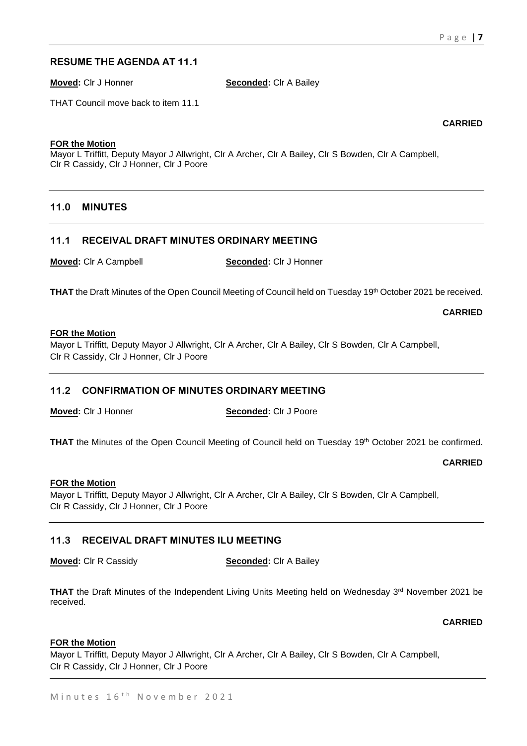## RESUME THE AGENDA AT 11.1

**Moved:** Clr J Honner **Seconded:** Clr A Bailey

THAT Council move back to item 11.1

**CARRIED**

**FOR the Motion**
Mayor L Triffitt, Deputy Mayor J Allwright, Clr A Archer, Clr A Bailey, Clr S Bowden, Clr A Campbell, Clr R Cassidy, Clr J Honner, Clr J Poore

## 11.0 MINUTES

### 11.1 RECEIVAL DRAFT MINUTES ORDINARY MEETING

**Moved:** Clr A Campbell **Seconded:** Clr J Honner

**THAT** the Draft Minutes of the Open Council Meeting of Council held on Tuesday 19th October 2021 be received.

**CARRIED**

**FOR the Motion**
Mayor L Triffitt, Deputy Mayor J Allwright, Clr A Archer, Clr A Bailey, Clr S Bowden, Clr A Campbell, Clr R Cassidy, Clr J Honner, Clr J Poore

### 11.2 CONFIRMATION OF MINUTES ORDINARY MEETING

**Moved:** Clr J Honner **Seconded:** Clr J Poore

**THAT** the Minutes of the Open Council Meeting of Council held on Tuesday 19th October 2021 be confirmed.

**CARRIED**

**FOR the Motion**
Mayor L Triffitt, Deputy Mayor J Allwright, Clr A Archer, Clr A Bailey, Clr S Bowden, Clr A Campbell, Clr R Cassidy, Clr J Honner, Clr J Poore

### 11.3 RECEIVAL DRAFT MINUTES ILU MEETING

**Moved:** Clr R Cassidy **Seconded:** Clr A Bailey

**THAT** the Draft Minutes of the Independent Living Units Meeting held on Wednesday 3rd November 2021 be received.

**CARRIED**

**FOR the Motion**
Mayor L Triffitt, Deputy Mayor J Allwright, Clr A Archer, Clr A Bailey, Clr S Bowden, Clr A Campbell, Clr R Cassidy, Clr J Honner, Clr J Poore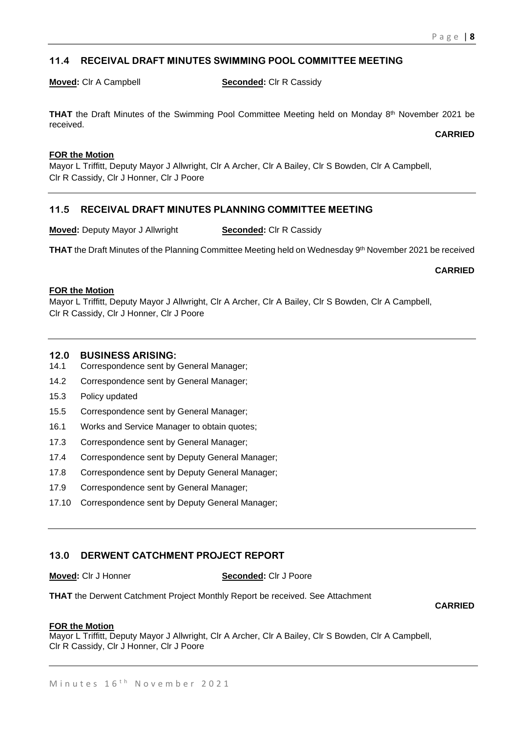## 11.4 RECEIVAL DRAFT MINUTES SWIMMING POOL COMMITTEE MEETING

**Moved:** Clr A Campbell **Seconded:** Clr R Cassidy

**THAT** the Draft Minutes of the Swimming Pool Committee Meeting held on Monday 8th November 2021 be received.

**CARRIED**

**FOR the Motion**
Mayor L Triffitt, Deputy Mayor J Allwright, Clr A Archer, Clr A Bailey, Clr S Bowden, Clr A Campbell, Clr R Cassidy, Clr J Honner, Clr J Poore

---

## 11.5 RECEIVAL DRAFT MINUTES PLANNING COMMITTEE MEETING

**Moved:** Deputy Mayor J Allwright **Seconded:** Clr R Cassidy

**THAT** the Draft Minutes of the Planning Committee Meeting held on Wednesday 9th November 2021 be received

**CARRIED**

**FOR the Motion**
Mayor L Triffitt, Deputy Mayor J Allwright, Clr A Archer, Clr A Bailey, Clr S Bowden, Clr A Campbell, Clr R Cassidy, Clr J Honner, Clr J Poore

---

## 12.0 BUSINESS ARISING:

14.1 Correspondence sent by General Manager;

14.2 Correspondence sent by General Manager;

15.3 Policy updated

15.5 Correspondence sent by General Manager;

16.1 Works and Service Manager to obtain quotes;

17.3 Correspondence sent by General Manager;

17.4 Correspondence sent by Deputy General Manager;

17.8 Correspondence sent by Deputy General Manager;

17.9 Correspondence sent by General Manager;

17.10 Correspondence sent by Deputy General Manager;

---

## 13.0 DERWENT CATCHMENT PROJECT REPORT

**Moved:** Clr J Honner **Seconded:** Clr J Poore

**THAT** the Derwent Catchment Project Monthly Report be received. See Attachment

**CARRIED**

**FOR the Motion**
Mayor L Triffitt, Deputy Mayor J Allwright, Clr A Archer, Clr A Bailey, Clr S Bowden, Clr A Campbell, Clr R Cassidy, Clr J Honner, Clr J Poore

---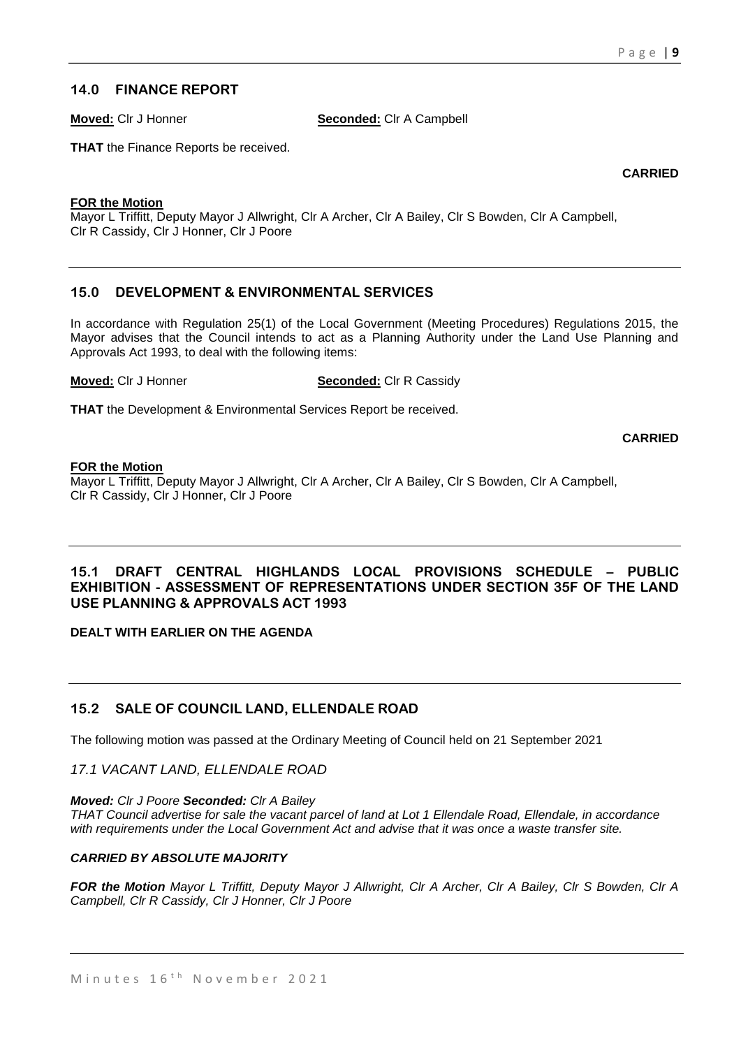## 14.0 FINANCE REPORT

**Moved:** Clr J Honner **Seconded:** Clr A Campbell

**THAT** the Finance Reports be received.

**CARRIED**

**FOR the Motion**
Mayor L Triffitt, Deputy Mayor J Allwright, Clr A Archer, Clr A Bailey, Clr S Bowden, Clr A Campbell, Clr R Cassidy, Clr J Honner, Clr J Poore

## 15.0 DEVELOPMENT & ENVIRONMENTAL SERVICES

In accordance with Regulation 25(1) of the Local Government (Meeting Procedures) Regulations 2015, the Mayor advises that the Council intends to act as a Planning Authority under the Land Use Planning and Approvals Act 1993, to deal with the following items:

**Moved:** Clr J Honner **Seconded:** Clr R Cassidy

**THAT** the Development & Environmental Services Report be received.

**CARRIED**

**FOR the Motion**
Mayor L Triffitt, Deputy Mayor J Allwright, Clr A Archer, Clr A Bailey, Clr S Bowden, Clr A Campbell, Clr R Cassidy, Clr J Honner, Clr J Poore

## 15.1 DRAFT CENTRAL HIGHLANDS LOCAL PROVISIONS SCHEDULE – PUBLIC EXHIBITION - ASSESSMENT OF REPRESENTATIONS UNDER SECTION 35F OF THE LAND USE PLANNING & APPROVALS ACT 1993

**DEALT WITH EARLIER ON THE AGENDA**

## 15.2 SALE OF COUNCIL LAND, ELLENDALE ROAD

The following motion was passed at the Ordinary Meeting of Council held on 21 September 2021

*17.1 VACANT LAND, ELLENDALE ROAD*

***Moved:*** *Clr J Poore* ***Seconded:*** *Clr A Bailey*
*THAT Council advertise for sale the vacant parcel of land at Lot 1 Ellendale Road, Ellendale, in accordance with requirements under the Local Government Act and advise that it was once a waste transfer site.*

***CARRIED BY ABSOLUTE MAJORITY***

***FOR the Motion*** *Mayor L Triffitt, Deputy Mayor J Allwright, Clr A Archer, Clr A Bailey, Clr S Bowden, Clr A Campbell, Clr R Cassidy, Clr J Honner, Clr J Poore*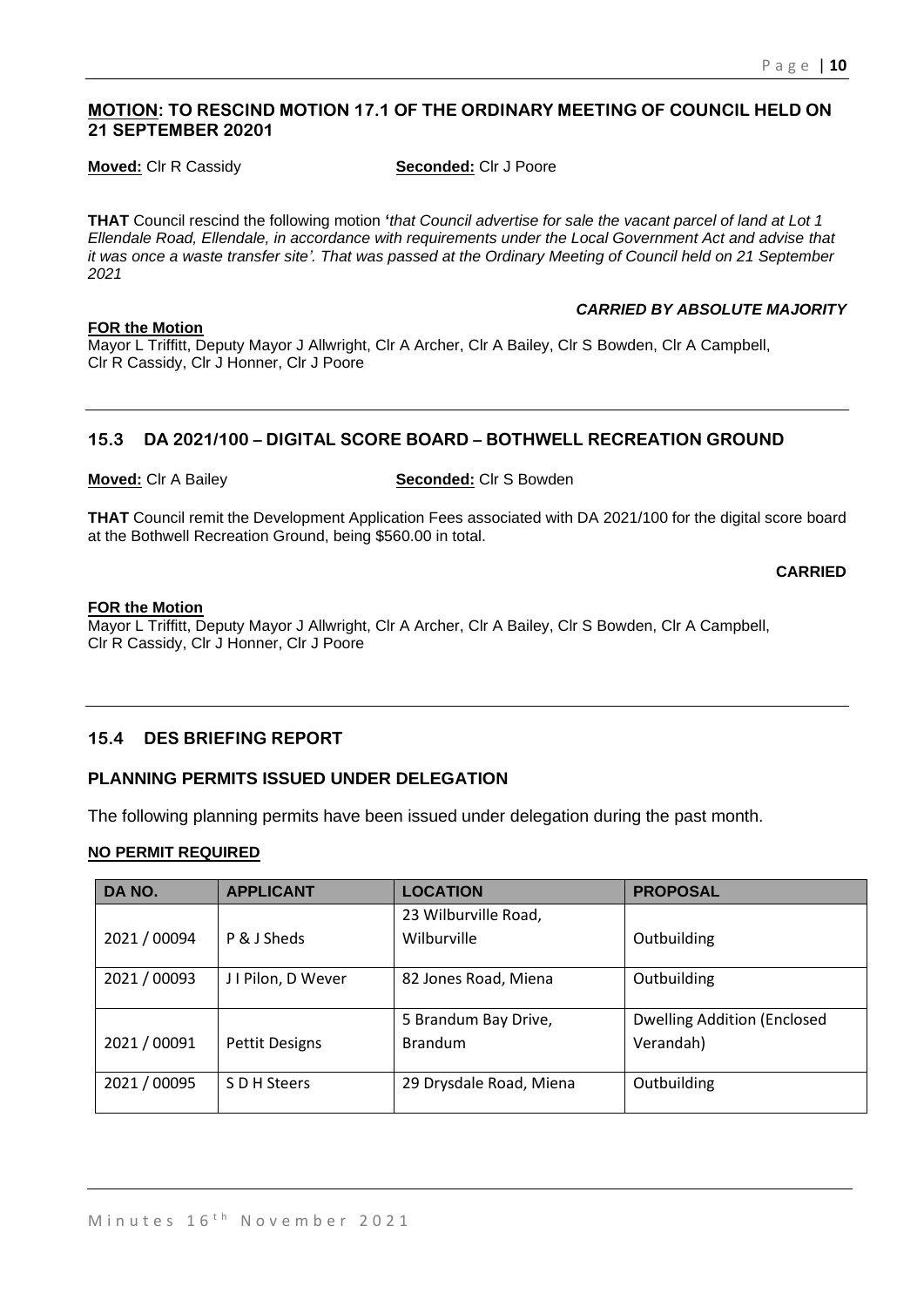## MOTION: TO RESCIND MOTION 17.1 OF THE ORDINARY MEETING OF COUNCIL HELD ON 21 SEPTEMBER 20201

**Moved:** Clr R Cassidy **Seconded:** Clr J Poore

**THAT** Council rescind the following motion **'***that Council advertise for sale the vacant parcel of land at Lot 1 Ellendale Road, Ellendale, in accordance with requirements under the Local Government Act and advise that it was once a waste transfer site'. That was passed at the Ordinary Meeting of Council held on 21 September 2021*

***CARRIED BY ABSOLUTE MAJORITY***

**FOR the Motion**
Mayor L Triffitt, Deputy Mayor J Allwright, Clr A Archer, Clr A Bailey, Clr S Bowden, Clr A Campbell, Clr R Cassidy, Clr J Honner, Clr J Poore

## 15.3 DA 2021/100 – DIGITAL SCORE BOARD – BOTHWELL RECREATION GROUND

**Moved:** Clr A Bailey **Seconded:** Clr S Bowden

**THAT** Council remit the Development Application Fees associated with DA 2021/100 for the digital score board at the Bothwell Recreation Ground, being $560.00 in total.

**CARRIED**

**FOR the Motion**
Mayor L Triffitt, Deputy Mayor J Allwright, Clr A Archer, Clr A Bailey, Clr S Bowden, Clr A Campbell, Clr R Cassidy, Clr J Honner, Clr J Poore

## 15.4 DES BRIEFING REPORT

### PLANNING PERMITS ISSUED UNDER DELEGATION

The following planning permits have been issued under delegation during the past month.

**NO PERMIT REQUIRED**

| DA NO. | APPLICANT | LOCATION | PROPOSAL |
|---|---|---|---|
| 2021 / 00094 | P & J Sheds | 23 Wilburville Road, Wilburville | Outbuilding |
| 2021 / 00093 | J I Pilon, D Wever | 82 Jones Road, Miena | Outbuilding |
| 2021 / 00091 | Pettit Designs | 5 Brandum Bay Drive, Brandum | Dwelling Addition (Enclosed Verandah) |
| 2021 / 00095 | S D H Steers | 29 Drysdale Road, Miena | Outbuilding |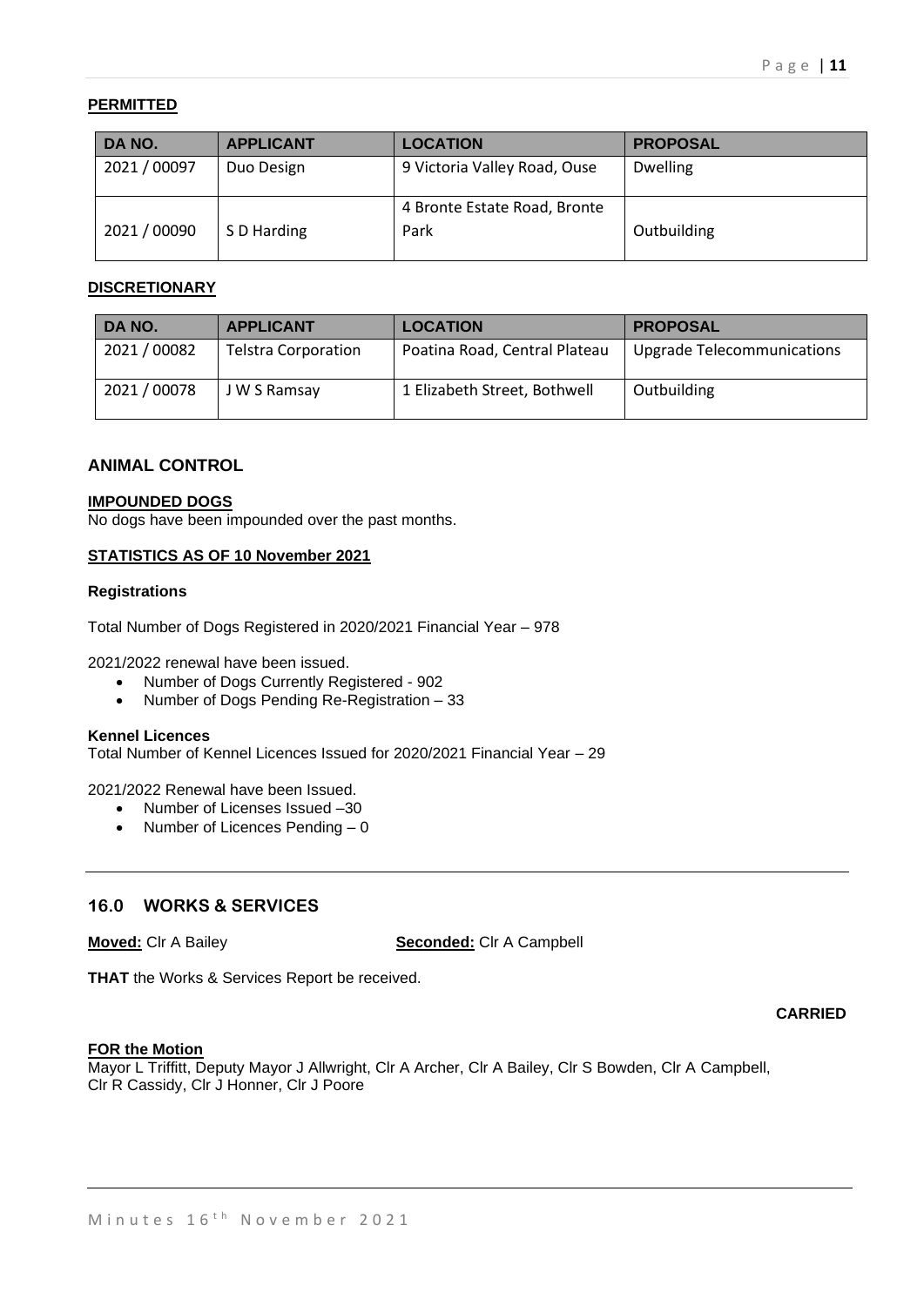**PERMITTED**

| DA NO. | APPLICANT | LOCATION | PROPOSAL |
|---|---|---|---|
| 2021 / 00097 | Duo Design | 9 Victoria Valley Road, Ouse | Dwelling |
| 2021 / 00090 | S D Harding | 4 Bronte Estate Road, Bronte Park | Outbuilding |

**DISCRETIONARY**

| DA NO. | APPLICANT | LOCATION | PROPOSAL |
|---|---|---|---|
| 2021 / 00082 | Telstra Corporation | Poatina Road, Central Plateau | Upgrade Telecommunications |
| 2021 / 00078 | J W S Ramsay | 1 Elizabeth Street, Bothwell | Outbuilding |

## ANIMAL CONTROL

**IMPOUNDED DOGS**

No dogs have been impounded over the past months.

**STATISTICS AS OF 10 November 2021**

**Registrations**

Total Number of Dogs Registered in 2020/2021 Financial Year – 978

2021/2022 renewal have been issued.

- Number of Dogs Currently Registered - 902
- Number of Dogs Pending Re-Registration – 33

**Kennel Licences**

Total Number of Kennel Licences Issued for 2020/2021 Financial Year – 29

2021/2022 Renewal have been Issued.

- Number of Licenses Issued –30
- Number of Licences Pending – 0

## 16.0 WORKS & SERVICES

**Moved:** Clr A Bailey **Seconded:** Clr A Campbell

**THAT** the Works & Services Report be received.

**CARRIED**

**FOR the Motion**

Mayor L Triffitt, Deputy Mayor J Allwright, Clr A Archer, Clr A Bailey, Clr S Bowden, Clr A Campbell, Clr R Cassidy, Clr J Honner, Clr J Poore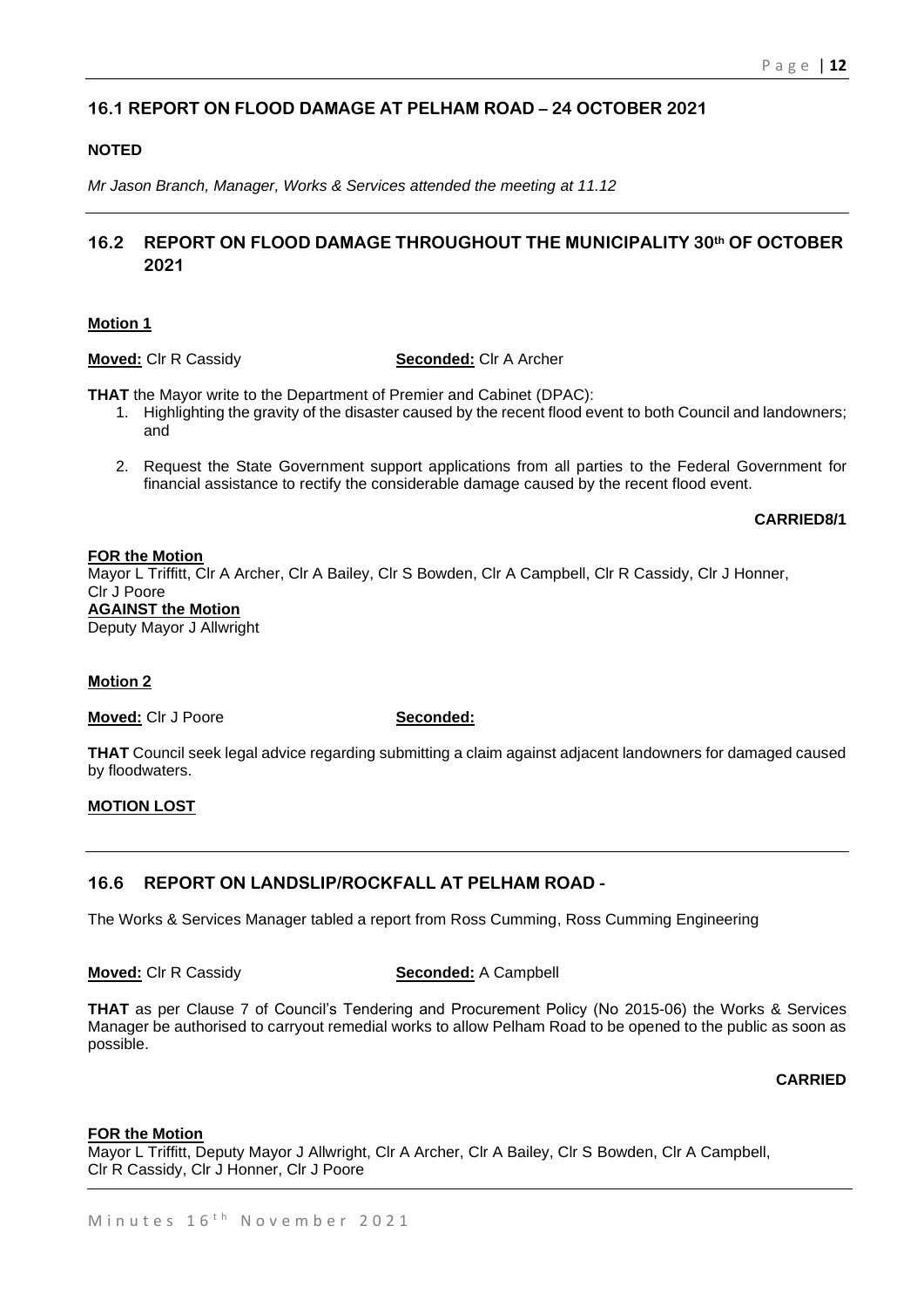## 16.1 REPORT ON FLOOD DAMAGE AT PELHAM ROAD – 24 OCTOBER 2021

**NOTED**

*Mr Jason Branch, Manager, Works & Services attended the meeting at 11.12*

---

## 16.2 REPORT ON FLOOD DAMAGE THROUGHOUT THE MUNICIPALITY 30th OF OCTOBER 2021

**Motion 1**

**Moved:** Clr R Cassidy **Seconded:** Clr A Archer

**THAT** the Mayor write to the Department of Premier and Cabinet (DPAC):

1. Highlighting the gravity of the disaster caused by the recent flood event to both Council and landowners; and
2. Request the State Government support applications from all parties to the Federal Government for financial assistance to rectify the considerable damage caused by the recent flood event.

**CARRIED8/1**

**FOR the Motion**
Mayor L Triffitt, Clr A Archer, Clr A Bailey, Clr S Bowden, Clr A Campbell, Clr R Cassidy, Clr J Honner, Clr J Poore
**AGAINST the Motion**
Deputy Mayor J Allwright

**Motion 2**

**Moved:** Clr J Poore **Seconded:**

**THAT** Council seek legal advice regarding submitting a claim against adjacent landowners for damaged caused by floodwaters.

**MOTION LOST**

---

## 16.6 REPORT ON LANDSLIP/ROCKFALL AT PELHAM ROAD -

The Works & Services Manager tabled a report from Ross Cumming, Ross Cumming Engineering

**Moved:** Clr R Cassidy **Seconded:** A Campbell

**THAT** as per Clause 7 of Council's Tendering and Procurement Policy (No 2015-06) the Works & Services Manager be authorised to carryout remedial works to allow Pelham Road to be opened to the public as soon as possible.

**CARRIED**

**FOR the Motion**
Mayor L Triffitt, Deputy Mayor J Allwright, Clr A Archer, Clr A Bailey, Clr S Bowden, Clr A Campbell, Clr R Cassidy, Clr J Honner, Clr J Poore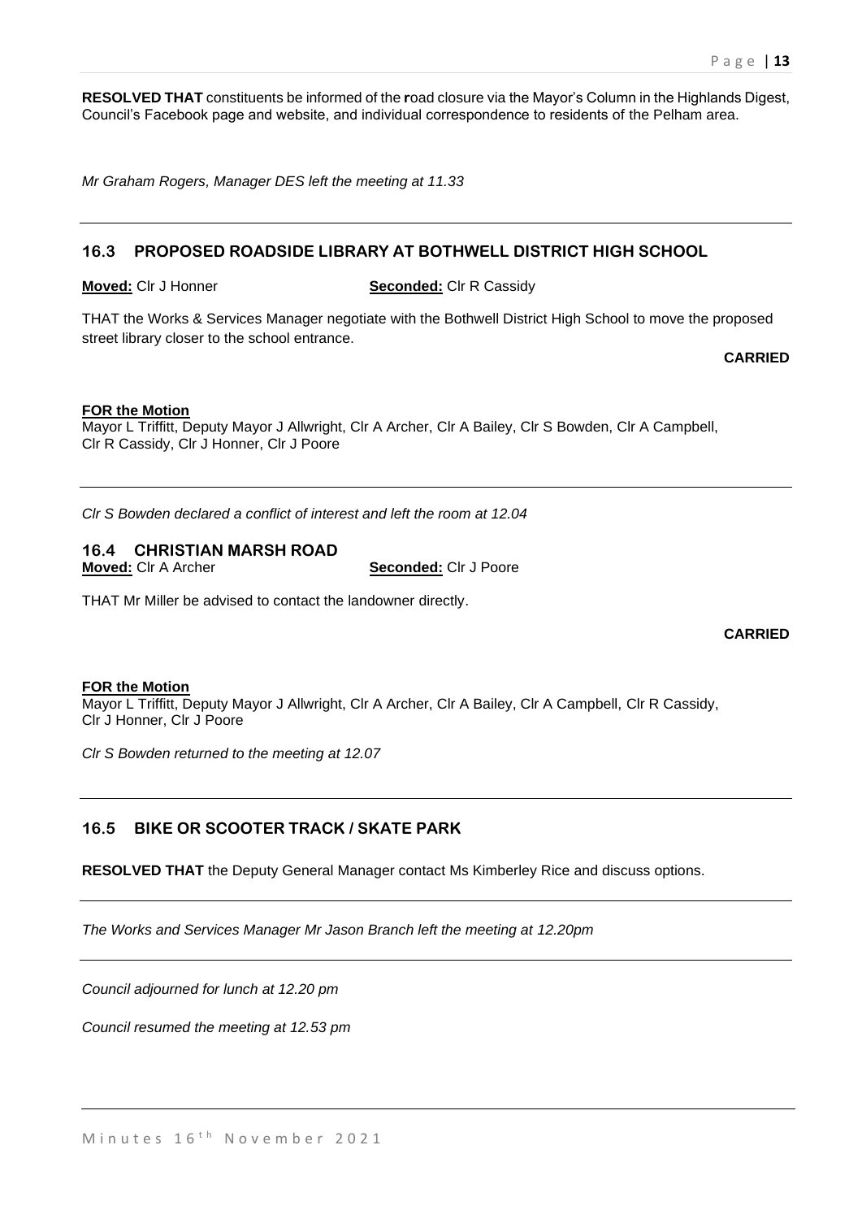**RESOLVED THAT** constituents be informed of the road closure via the Mayor's Column in the Highlands Digest, Council's Facebook page and website, and individual correspondence to residents of the Pelham area.

*Mr Graham Rogers, Manager DES left the meeting at 11.33*

---

## 16.3 PROPOSED ROADSIDE LIBRARY AT BOTHWELL DISTRICT HIGH SCHOOL

**Moved:** Clr J Honner **Seconded:** Clr R Cassidy

THAT the Works & Services Manager negotiate with the Bothwell District High School to move the proposed street library closer to the school entrance.

**CARRIED**

**FOR the Motion**
Mayor L Triffitt, Deputy Mayor J Allwright, Clr A Archer, Clr A Bailey, Clr S Bowden, Clr A Campbell, Clr R Cassidy, Clr J Honner, Clr J Poore

---

*Clr S Bowden declared a conflict of interest and left the room at 12.04*

## 16.4 CHRISTIAN MARSH ROAD

**Moved:** Clr A Archer **Seconded:** Clr J Poore

THAT Mr Miller be advised to contact the landowner directly.

**CARRIED**

**FOR the Motion**
Mayor L Triffitt, Deputy Mayor J Allwright, Clr A Archer, Clr A Bailey, Clr A Campbell, Clr R Cassidy, Clr J Honner, Clr J Poore

*Clr S Bowden returned to the meeting at 12.07*

---

## 16.5 BIKE OR SCOOTER TRACK / SKATE PARK

**RESOLVED THAT** the Deputy General Manager contact Ms Kimberley Rice and discuss options.

---

*The Works and Services Manager Mr Jason Branch left the meeting at 12.20pm*

---

*Council adjourned for lunch at 12.20 pm*

*Council resumed the meeting at 12.53 pm*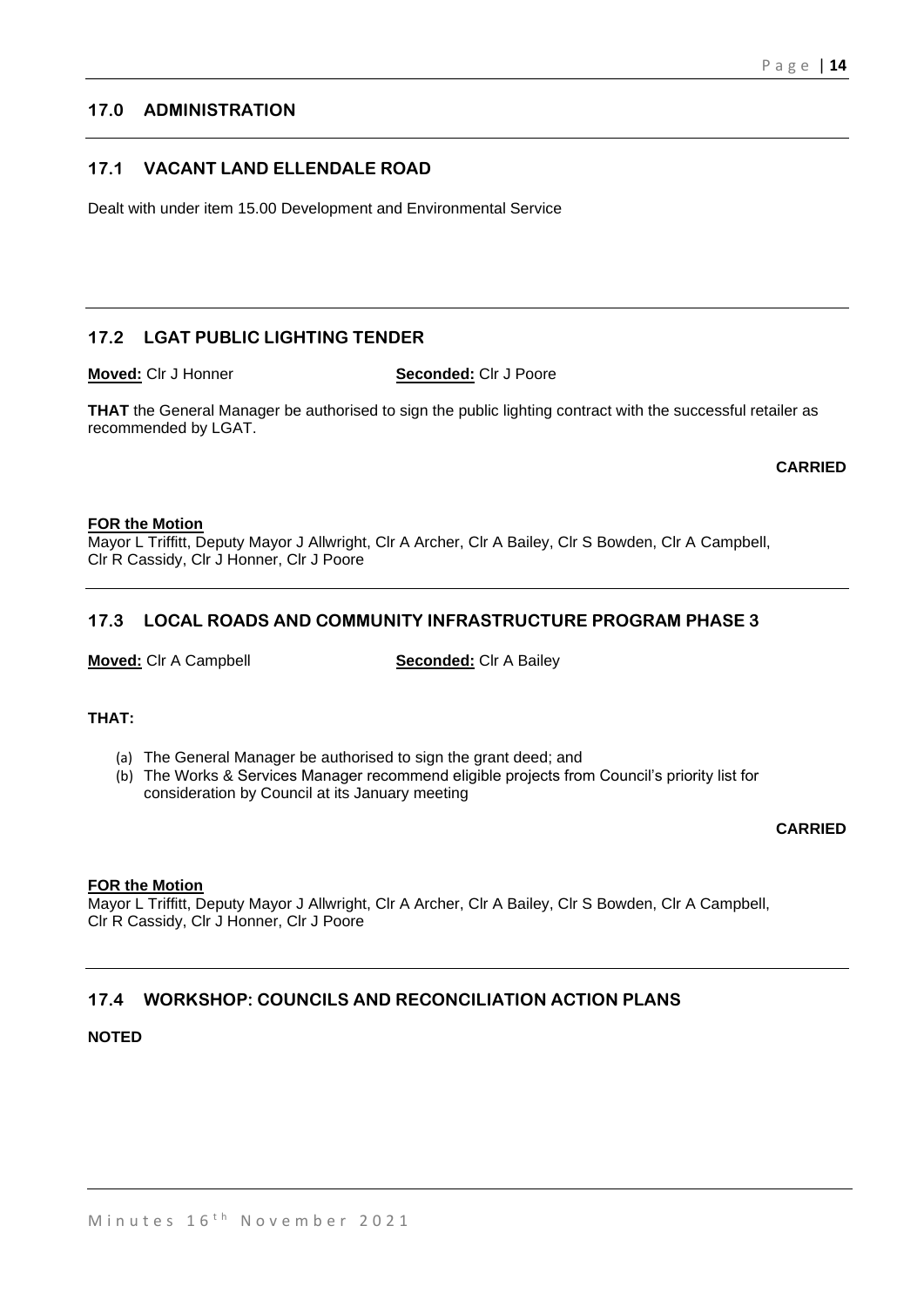## 17.0 ADMINISTRATION

### 17.1 VACANT LAND ELLENDALE ROAD

Dealt with under item 15.00 Development and Environmental Service

### 17.2 LGAT PUBLIC LIGHTING TENDER

**Moved:** Clr J Honner **Seconded:** Clr J Poore

**THAT** the General Manager be authorised to sign the public lighting contract with the successful retailer as recommended by LGAT.

**CARRIED**

**FOR the Motion**
Mayor L Triffitt, Deputy Mayor J Allwright, Clr A Archer, Clr A Bailey, Clr S Bowden, Clr A Campbell, Clr R Cassidy, Clr J Honner, Clr J Poore

### 17.3 LOCAL ROADS AND COMMUNITY INFRASTRUCTURE PROGRAM PHASE 3

**Moved:** Clr A Campbell **Seconded:** Clr A Bailey

**THAT:**

(a) The General Manager be authorised to sign the grant deed; and
(b) The Works & Services Manager recommend eligible projects from Council's priority list for consideration by Council at its January meeting

**CARRIED**

**FOR the Motion**
Mayor L Triffitt, Deputy Mayor J Allwright, Clr A Archer, Clr A Bailey, Clr S Bowden, Clr A Campbell, Clr R Cassidy, Clr J Honner, Clr J Poore

### 17.4 WORKSHOP: COUNCILS AND RECONCILIATION ACTION PLANS

**NOTED**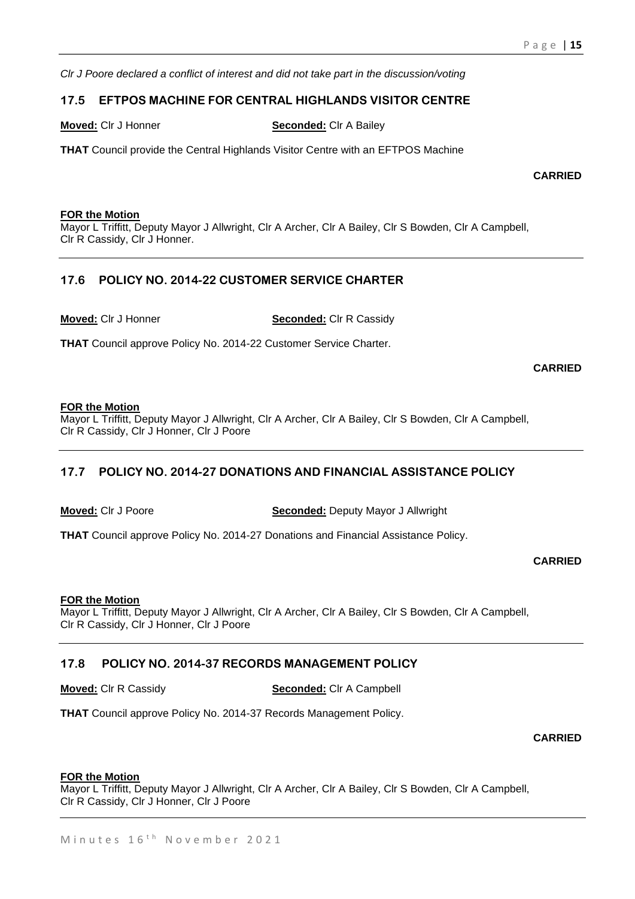*Clr J Poore declared a conflict of interest and did not take part in the discussion/voting*

## 17.5 EFTPOS MACHINE FOR CENTRAL HIGHLANDS VISITOR CENTRE

**Moved:** Clr J Honner **Seconded:** Clr A Bailey

**THAT** Council provide the Central Highlands Visitor Centre with an EFTPOS Machine

**CARRIED**

**FOR the Motion**
Mayor L Triffitt, Deputy Mayor J Allwright, Clr A Archer, Clr A Bailey, Clr S Bowden, Clr A Campbell, Clr R Cassidy, Clr J Honner.

---

## 17.6 POLICY NO. 2014-22 CUSTOMER SERVICE CHARTER

**Moved:** Clr J Honner **Seconded:** Clr R Cassidy

**THAT** Council approve Policy No. 2014-22 Customer Service Charter.

**CARRIED**

**FOR the Motion**
Mayor L Triffitt, Deputy Mayor J Allwright, Clr A Archer, Clr A Bailey, Clr S Bowden, Clr A Campbell, Clr R Cassidy, Clr J Honner, Clr J Poore

---

## 17.7 POLICY NO. 2014-27 DONATIONS AND FINANCIAL ASSISTANCE POLICY

**Moved:** Clr J Poore **Seconded:** Deputy Mayor J Allwright

**THAT** Council approve Policy No. 2014-27 Donations and Financial Assistance Policy.

**CARRIED**

**FOR the Motion**
Mayor L Triffitt, Deputy Mayor J Allwright, Clr A Archer, Clr A Bailey, Clr S Bowden, Clr A Campbell, Clr R Cassidy, Clr J Honner, Clr J Poore

---

## 17.8 POLICY NO. 2014-37 RECORDS MANAGEMENT POLICY

**Moved:** Clr R Cassidy **Seconded:** Clr A Campbell

**THAT** Council approve Policy No. 2014-37 Records Management Policy.

**CARRIED**

**FOR the Motion**
Mayor L Triffitt, Deputy Mayor J Allwright, Clr A Archer, Clr A Bailey, Clr S Bowden, Clr A Campbell, Clr R Cassidy, Clr J Honner, Clr J Poore

---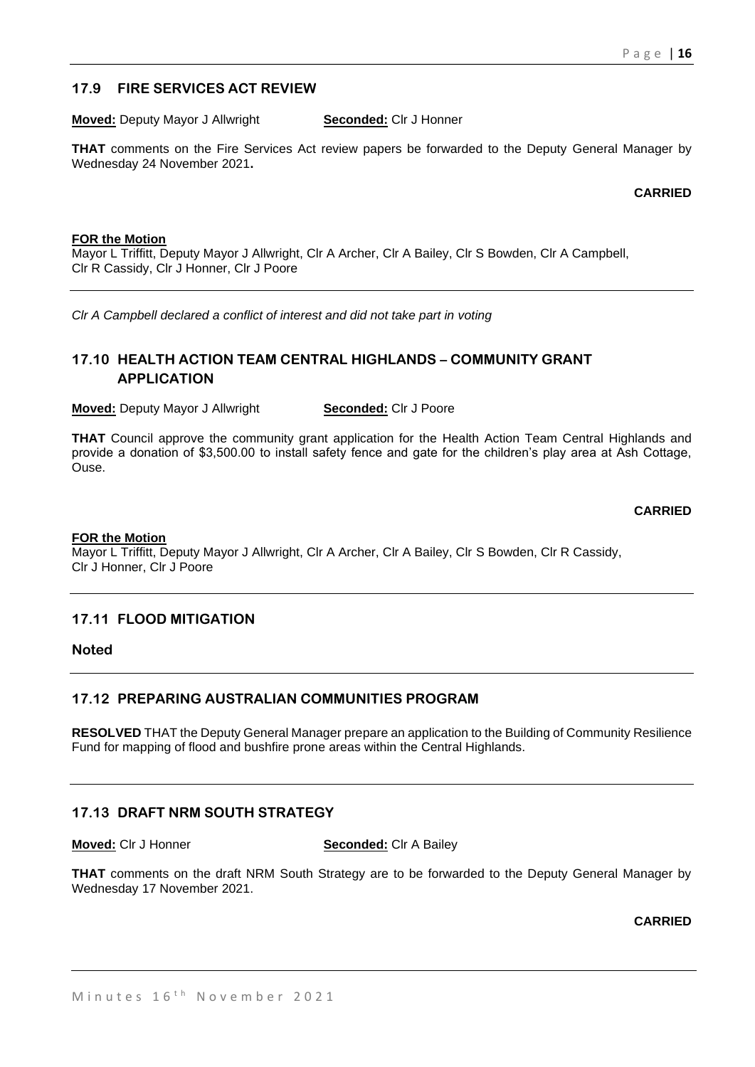## 17.9 FIRE SERVICES ACT REVIEW

**Moved:** Deputy Mayor J Allwright **Seconded:** Clr J Honner

**THAT** comments on the Fire Services Act review papers be forwarded to the Deputy General Manager by Wednesday 24 November 2021**.**

**CARRIED**

**FOR the Motion**
Mayor L Triffitt, Deputy Mayor J Allwright, Clr A Archer, Clr A Bailey, Clr S Bowden, Clr A Campbell, Clr R Cassidy, Clr J Honner, Clr J Poore

---

*Clr A Campbell declared a conflict of interest and did not take part in voting*

## 17.10 HEALTH ACTION TEAM CENTRAL HIGHLANDS – COMMUNITY GRANT APPLICATION

**Moved:** Deputy Mayor J Allwright **Seconded:** Clr J Poore

**THAT** Council approve the community grant application for the Health Action Team Central Highlands and provide a donation of $3,500.00 to install safety fence and gate for the children's play area at Ash Cottage, Ouse.

**CARRIED**

**FOR the Motion**
Mayor L Triffitt, Deputy Mayor J Allwright, Clr A Archer, Clr A Bailey, Clr S Bowden, Clr R Cassidy, Clr J Honner, Clr J Poore

---

## 17.11 FLOOD MITIGATION

**Noted**

---

## 17.12 PREPARING AUSTRALIAN COMMUNITIES PROGRAM

**RESOLVED** THAT the Deputy General Manager prepare an application to the Building of Community Resilience Fund for mapping of flood and bushfire prone areas within the Central Highlands.

---

## 17.13 DRAFT NRM SOUTH STRATEGY

**Moved:** Clr J Honner **Seconded:** Clr A Bailey

**THAT** comments on the draft NRM South Strategy are to be forwarded to the Deputy General Manager by Wednesday 17 November 2021.

**CARRIED**

---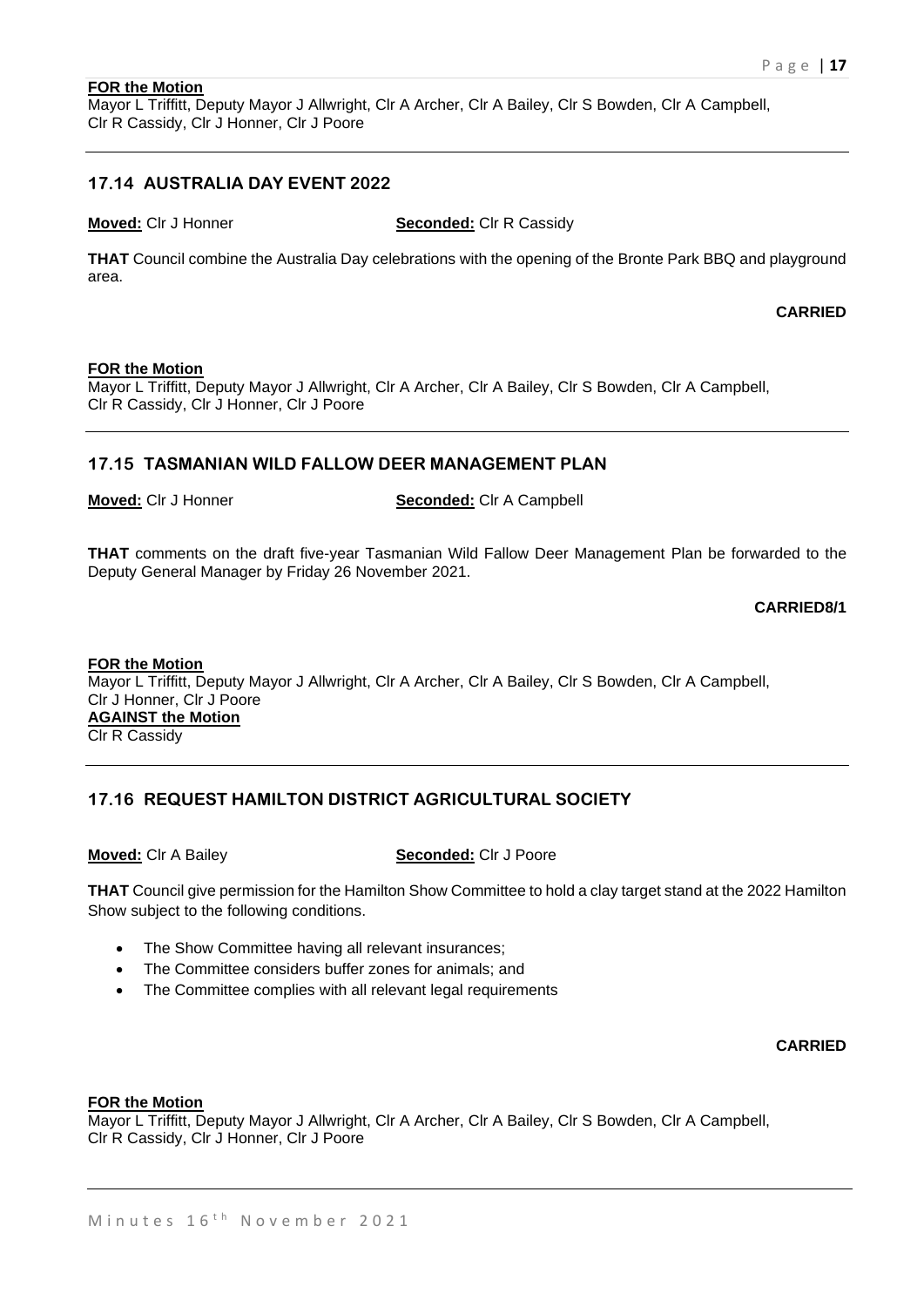**FOR the Motion**
Mayor L Triffitt, Deputy Mayor J Allwright, Clr A Archer, Clr A Bailey, Clr S Bowden, Clr A Campbell, Clr R Cassidy, Clr J Honner, Clr J Poore

---

## 17.14 AUSTRALIA DAY EVENT 2022

**Moved:** Clr J Honner **Seconded:** Clr R Cassidy

**THAT** Council combine the Australia Day celebrations with the opening of the Bronte Park BBQ and playground area.

**CARRIED**

**FOR the Motion**
Mayor L Triffitt, Deputy Mayor J Allwright, Clr A Archer, Clr A Bailey, Clr S Bowden, Clr A Campbell, Clr R Cassidy, Clr J Honner, Clr J Poore

---

## 17.15 TASMANIAN WILD FALLOW DEER MANAGEMENT PLAN

**Moved:** Clr J Honner **Seconded:** Clr A Campbell

**THAT** comments on the draft five-year Tasmanian Wild Fallow Deer Management Plan be forwarded to the Deputy General Manager by Friday 26 November 2021.

**CARRIED8/1**

**FOR the Motion**
Mayor L Triffitt, Deputy Mayor J Allwright, Clr A Archer, Clr A Bailey, Clr S Bowden, Clr A Campbell, Clr J Honner, Clr J Poore
**AGAINST the Motion**
Clr R Cassidy

---

## 17.16 REQUEST HAMILTON DISTRICT AGRICULTURAL SOCIETY

**Moved:** Clr A Bailey **Seconded:** Clr J Poore

**THAT** Council give permission for the Hamilton Show Committee to hold a clay target stand at the 2022 Hamilton Show subject to the following conditions.

- The Show Committee having all relevant insurances;
- The Committee considers buffer zones for animals; and
- The Committee complies with all relevant legal requirements

**CARRIED**

**FOR the Motion**
Mayor L Triffitt, Deputy Mayor J Allwright, Clr A Archer, Clr A Bailey, Clr S Bowden, Clr A Campbell, Clr R Cassidy, Clr J Honner, Clr J Poore

---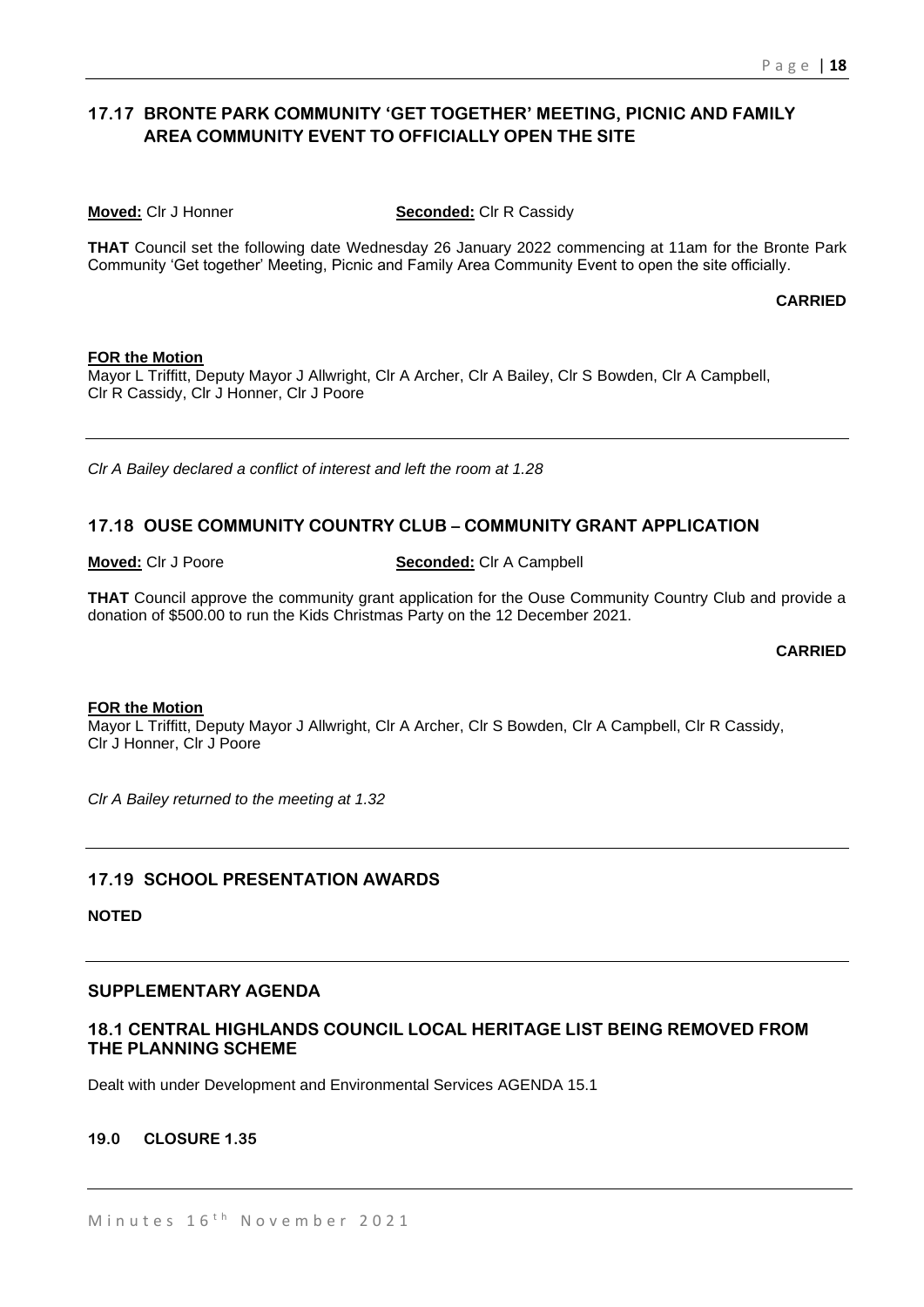## 17.17 BRONTE PARK COMMUNITY 'GET TOGETHER' MEETING, PICNIC AND FAMILY AREA COMMUNITY EVENT TO OFFICIALLY OPEN THE SITE

**Moved:** Clr J Honner **Seconded:** Clr R Cassidy

**THAT** Council set the following date Wednesday 26 January 2022 commencing at 11am for the Bronte Park Community 'Get together' Meeting, Picnic and Family Area Community Event to open the site officially.

**CARRIED**

**FOR the Motion**
Mayor L Triffitt, Deputy Mayor J Allwright, Clr A Archer, Clr A Bailey, Clr S Bowden, Clr A Campbell, Clr R Cassidy, Clr J Honner, Clr J Poore

---

*Clr A Bailey declared a conflict of interest and left the room at 1.28*

## 17.18 OUSE COMMUNITY COUNTRY CLUB – COMMUNITY GRANT APPLICATION

**Moved:** Clr J Poore **Seconded:** Clr A Campbell

**THAT** Council approve the community grant application for the Ouse Community Country Club and provide a donation of $500.00 to run the Kids Christmas Party on the 12 December 2021.

**CARRIED**

**FOR the Motion**
Mayor L Triffitt, Deputy Mayor J Allwright, Clr A Archer, Clr S Bowden, Clr A Campbell, Clr R Cassidy, Clr J Honner, Clr J Poore

*Clr A Bailey returned to the meeting at 1.32*

---

## 17.19 SCHOOL PRESENTATION AWARDS

**NOTED**

---

## SUPPLEMENTARY AGENDA

## 18.1 CENTRAL HIGHLANDS COUNCIL LOCAL HERITAGE LIST BEING REMOVED FROM THE PLANNING SCHEME

Dealt with under Development and Environmental Services AGENDA 15.1

### 19.0 CLOSURE 1.35